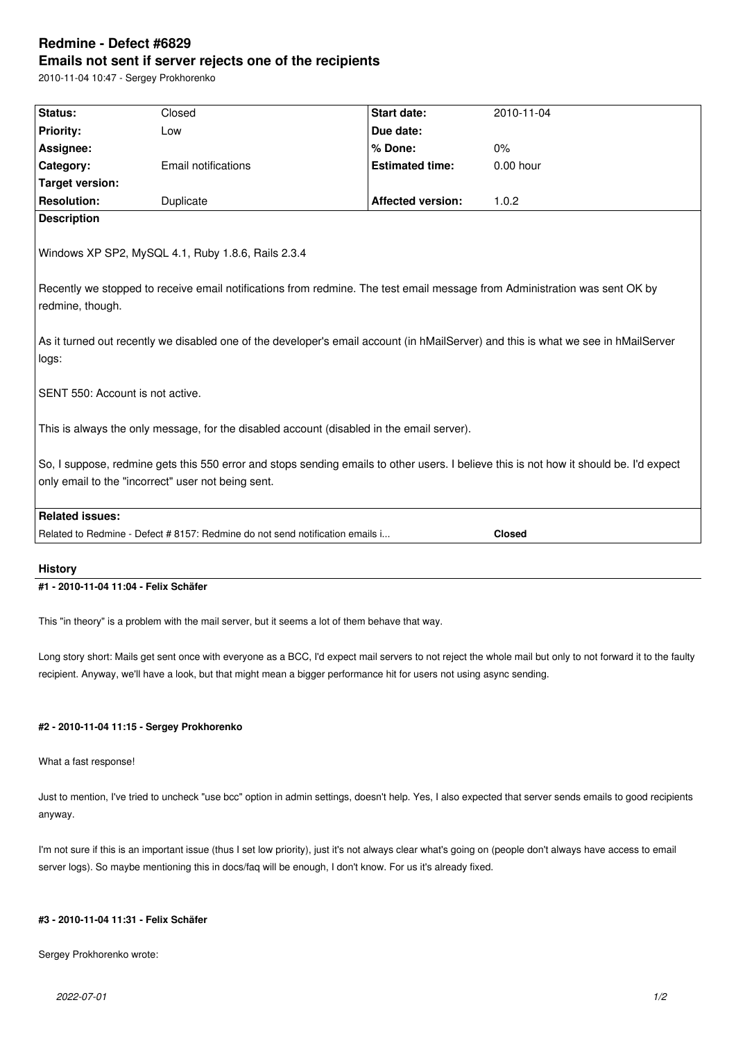# Redmine - Defect #6829

## Emails not sent if server rejects one of the recipients

2010-11-04 10:47 - Sergey Prokhorenko

| Status: | Closed | Start date: | 2010-11-04 |
|---|---|---|---|
| Priority: | Low | Due date: | |
| Assignee: | | % Done: | 0% |
| Category: | Email notifications | Estimated time: | 0.00 hour |
| Target version: | | | |
| Resolution: | Duplicate | Affected version: | 1.0.2 |

**Description**

Windows XP SP2, MySQL 4.1, Ruby 1.8.6, Rails 2.3.4

Recently we stopped to receive email notifications from redmine. The test email message from Administration was sent OK by redmine, though.

As it turned out recently we disabled one of the developer's email account (in hMailServer) and this is what we see in hMailServer logs:

SENT 550: Account is not active.

This is always the only message, for the disabled account (disabled in the email server).

So, I suppose, redmine gets this 550 error and stops sending emails to other users. I believe this is not how it should be. I'd expect only email to the "incorrect" user not being sent.

**Related issues:**

Related to Redmine - Defect # 8157: Redmine do not send notification emails i... **Closed**

### History

#### #1 - 2010-11-04 11:04 - Felix Schäfer

This "in theory" is a problem with the mail server, but it seems a lot of them behave that way.

Long story short: Mails get sent once with everyone as a BCC, I'd expect mail servers to not reject the whole mail but only to not forward it to the faulty recipient. Anyway, we'll have a look, but that might mean a bigger performance hit for users not using async sending.

#### #2 - 2010-11-04 11:15 - Sergey Prokhorenko

What a fast response!

Just to mention, I've tried to uncheck "use bcc" option in admin settings, doesn't help. Yes, I also expected that server sends emails to good recipients anyway.

I'm not sure if this is an important issue (thus I set low priority), just it's not always clear what's going on (people don't always have access to email server logs). So maybe mentioning this in docs/faq will be enough, I don't know. For us it's already fixed.

#### #3 - 2010-11-04 11:31 - Felix Schäfer

Sergey Prokhorenko wrote: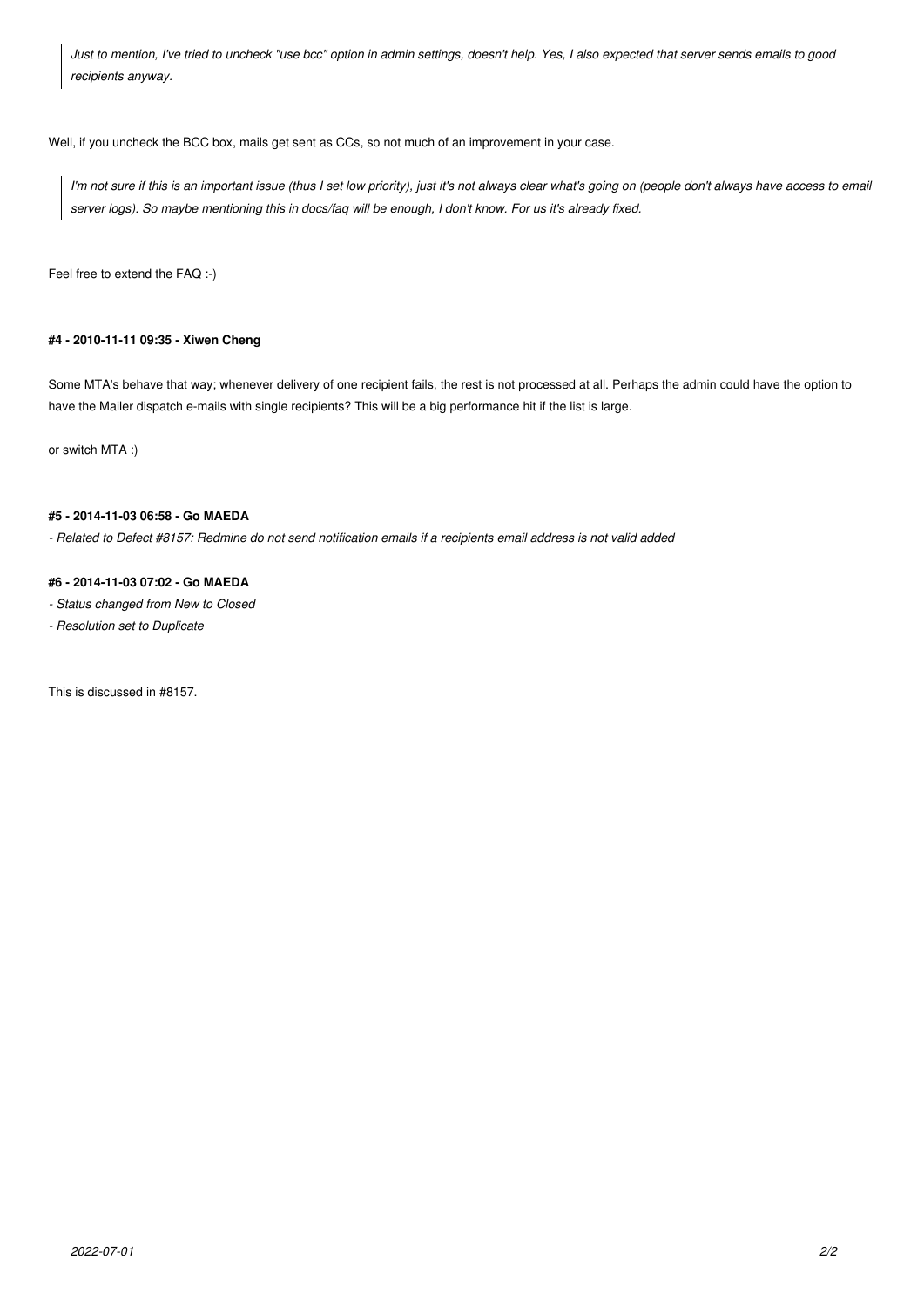> *Just to mention, I've tried to uncheck "use bcc" option in admin settings, doesn't help. Yes, I also expected that server sends emails to good recipients anyway.*

Well, if you uncheck the BCC box, mails get sent as CCs, so not much of an improvement in your case.

> *I'm not sure if this is an important issue (thus I set low priority), just it's not always clear what's going on (people don't always have access to email server logs). So maybe mentioning this in docs/faq will be enough, I don't know. For us it's already fixed.*

Feel free to extend the FAQ :-)

#### #4 - 2010-11-11 09:35 - Xiwen Cheng

Some MTA's behave that way; whenever delivery of one recipient fails, the rest is not processed at all. Perhaps the admin could have the option to have the Mailer dispatch e-mails with single recipients? This will be a big performance hit if the list is large.

or switch MTA :)

#### #5 - 2014-11-03 06:58 - Go MAEDA

*- Related to Defect #8157: Redmine do not send notification emails if a recipients email address is not valid added*

#### #6 - 2014-11-03 07:02 - Go MAEDA

*- Status changed from New to Closed*

*- Resolution set to Duplicate*

This is discussed in #8157.